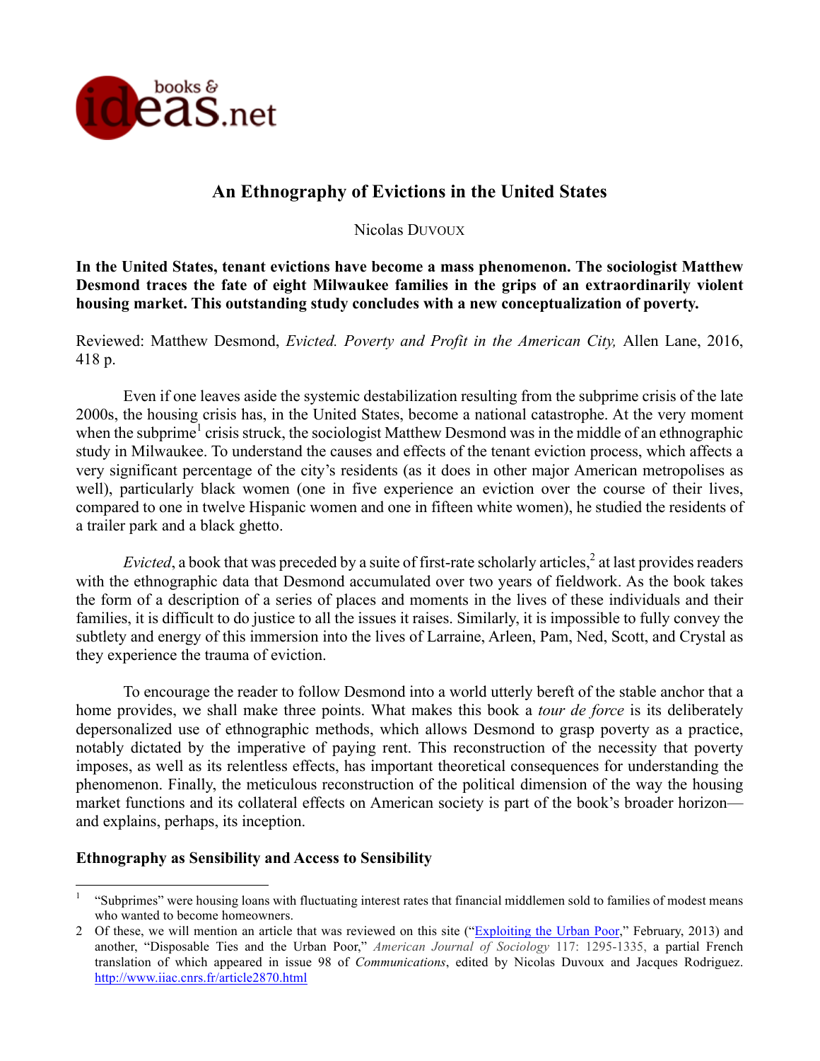# An Ethnography of Evictions in the United States

Nicolas Duvoux

**In the United States, tenant evictions have become a mass phenomenon. The sociologist Matthew Desmond traces the fate of eight Milwaukee families in the grips of an extraordinarily violent housing market. This outstanding study concludes with a new conceptualization of poverty.**

Reviewed: Matthew Desmond, *Evicted. Poverty and Profit in the American City,* Allen Lane, 2016, 418 p.

Even if one leaves aside the systemic destabilization resulting from the subprime crisis of the late 2000s, the housing crisis has, in the United States, become a national catastrophe. At the very moment when the subprime[1] crisis struck, the sociologist Matthew Desmond was in the middle of an ethnographic study in Milwaukee. To understand the causes and effects of the tenant eviction process, which affects a very significant percentage of the city's residents (as it does in other major American metropolises as well), particularly black women (one in five experience an eviction over the course of their lives, compared to one in twelve Hispanic women and one in fifteen white women), he studied the residents of a trailer park and a black ghetto.

*Evicted*, a book that was preceded by a suite of first-rate scholarly articles,[2] at last provides readers with the ethnographic data that Desmond accumulated over two years of fieldwork. As the book takes the form of a description of a series of places and moments in the lives of these individuals and their families, it is difficult to do justice to all the issues it raises. Similarly, it is impossible to fully convey the subtlety and energy of this immersion into the lives of Larraine, Arleen, Pam, Ned, Scott, and Crystal as they experience the trauma of eviction.

To encourage the reader to follow Desmond into a world utterly bereft of the stable anchor that a home provides, we shall make three points. What makes this book a *tour de force* is its deliberately depersonalized use of ethnographic methods, which allows Desmond to grasp poverty as a practice, notably dictated by the imperative of paying rent. This reconstruction of the necessity that poverty imposes, as well as its relentless effects, has important theoretical consequences for understanding the phenomenon. Finally, the meticulous reconstruction of the political dimension of the way the housing market functions and its collateral effects on American society is part of the book's broader horizon—and explains, perhaps, its inception.

## Ethnography as Sensibility and Access to Sensibility

---

[1] "Subprimes" were housing loans with fluctuating interest rates that financial middlemen sold to families of modest means who wanted to become homeowners.

[2] Of these, we will mention an article that was reviewed on this site ("Exploiting the Urban Poor," February, 2013) and another, "Disposable Ties and the Urban Poor," *American Journal of Sociology* 117: 1295-1335, a partial French translation of which appeared in issue 98 of *Communications*, edited by Nicolas Duvoux and Jacques Rodriguez. http://www.iiac.cnrs.fr/article2870.html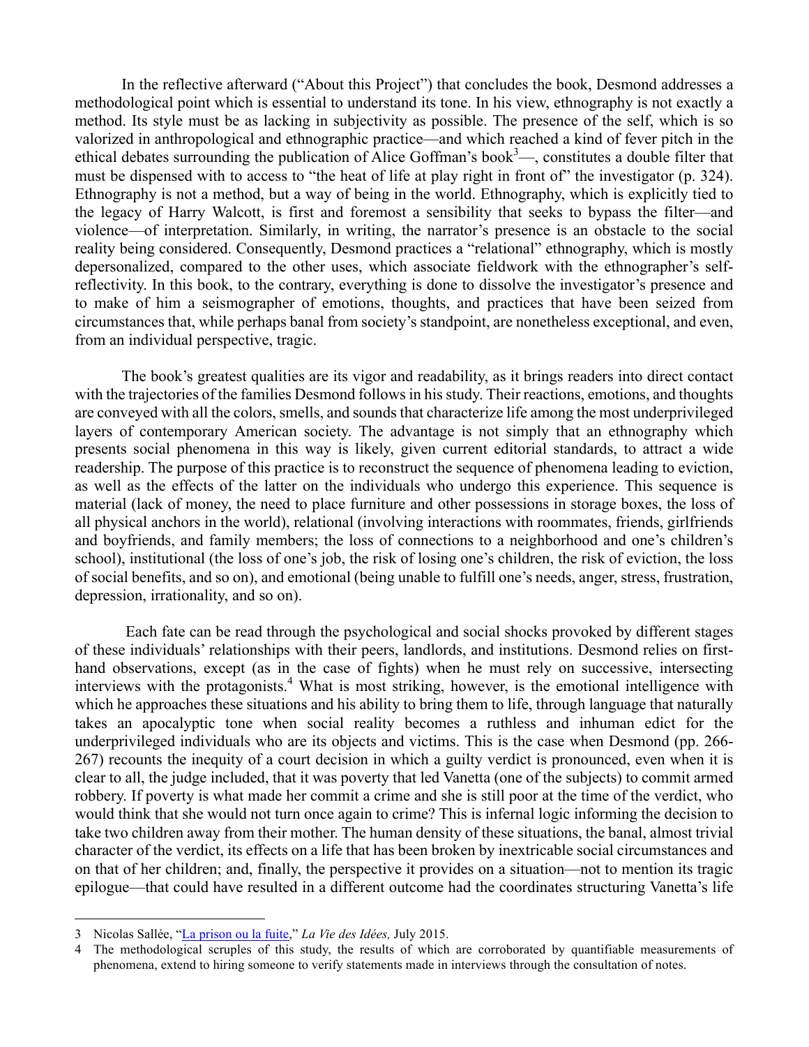In the reflective afterward ("About this Project") that concludes the book, Desmond addresses a methodological point which is essential to understand its tone. In his view, ethnography is not exactly a method. Its style must be as lacking in subjectivity as possible. The presence of the self, which is so valorized in anthropological and ethnographic practice—and which reached a kind of fever pitch in the ethical debates surrounding the publication of Alice Goffman's book[3]—, constitutes a double filter that must be dispensed with to access to "the heat of life at play right in front of" the investigator (p. 324). Ethnography is not a method, but a way of being in the world. Ethnography, which is explicitly tied to the legacy of Harry Walcott, is first and foremost a sensibility that seeks to bypass the filter—and violence—of interpretation. Similarly, in writing, the narrator's presence is an obstacle to the social reality being considered. Consequently, Desmond practices a "relational" ethnography, which is mostly depersonalized, compared to the other uses, which associate fieldwork with the ethnographer's self-reflectivity. In this book, to the contrary, everything is done to dissolve the investigator's presence and to make of him a seismographer of emotions, thoughts, and practices that have been seized from circumstances that, while perhaps banal from society's standpoint, are nonetheless exceptional, and even, from an individual perspective, tragic.

The book's greatest qualities are its vigor and readability, as it brings readers into direct contact with the trajectories of the families Desmond follows in his study. Their reactions, emotions, and thoughts are conveyed with all the colors, smells, and sounds that characterize life among the most underprivileged layers of contemporary American society. The advantage is not simply that an ethnography which presents social phenomena in this way is likely, given current editorial standards, to attract a wide readership. The purpose of this practice is to reconstruct the sequence of phenomena leading to eviction, as well as the effects of the latter on the individuals who undergo this experience. This sequence is material (lack of money, the need to place furniture and other possessions in storage boxes, the loss of all physical anchors in the world), relational (involving interactions with roommates, friends, girlfriends and boyfriends, and family members; the loss of connections to a neighborhood and one's children's school), institutional (the loss of one's job, the risk of losing one's children, the risk of eviction, the loss of social benefits, and so on), and emotional (being unable to fulfill one's needs, anger, stress, frustration, depression, irrationality, and so on).

Each fate can be read through the psychological and social shocks provoked by different stages of these individuals' relationships with their peers, landlords, and institutions. Desmond relies on first-hand observations, except (as in the case of fights) when he must rely on successive, intersecting interviews with the protagonists.[4] What is most striking, however, is the emotional intelligence with which he approaches these situations and his ability to bring them to life, through language that naturally takes an apocalyptic tone when social reality becomes a ruthless and inhuman edict for the underprivileged individuals who are its objects and victims. This is the case when Desmond (pp. 266-267) recounts the inequity of a court decision in which a guilty verdict is pronounced, even when it is clear to all, the judge included, that it was poverty that led Vanetta (one of the subjects) to commit armed robbery. If poverty is what made her commit a crime and she is still poor at the time of the verdict, who would think that she would not turn once again to crime? This is infernal logic informing the decision to take two children away from their mother. The human density of these situations, the banal, almost trivial character of the verdict, its effects on a life that has been broken by inextricable social circumstances and on that of her children; and, finally, the perspective it provides on a situation—not to mention its tragic epilogue—that could have resulted in a different outcome had the coordinates structuring Vanetta's life

---

3 Nicolas Sallée, "La prison ou la fuite," *La Vie des Idées,* July 2015.

4 The methodological scruples of this study, the results of which are corroborated by quantifiable measurements of phenomena, extend to hiring someone to verify statements made in interviews through the consultation of notes.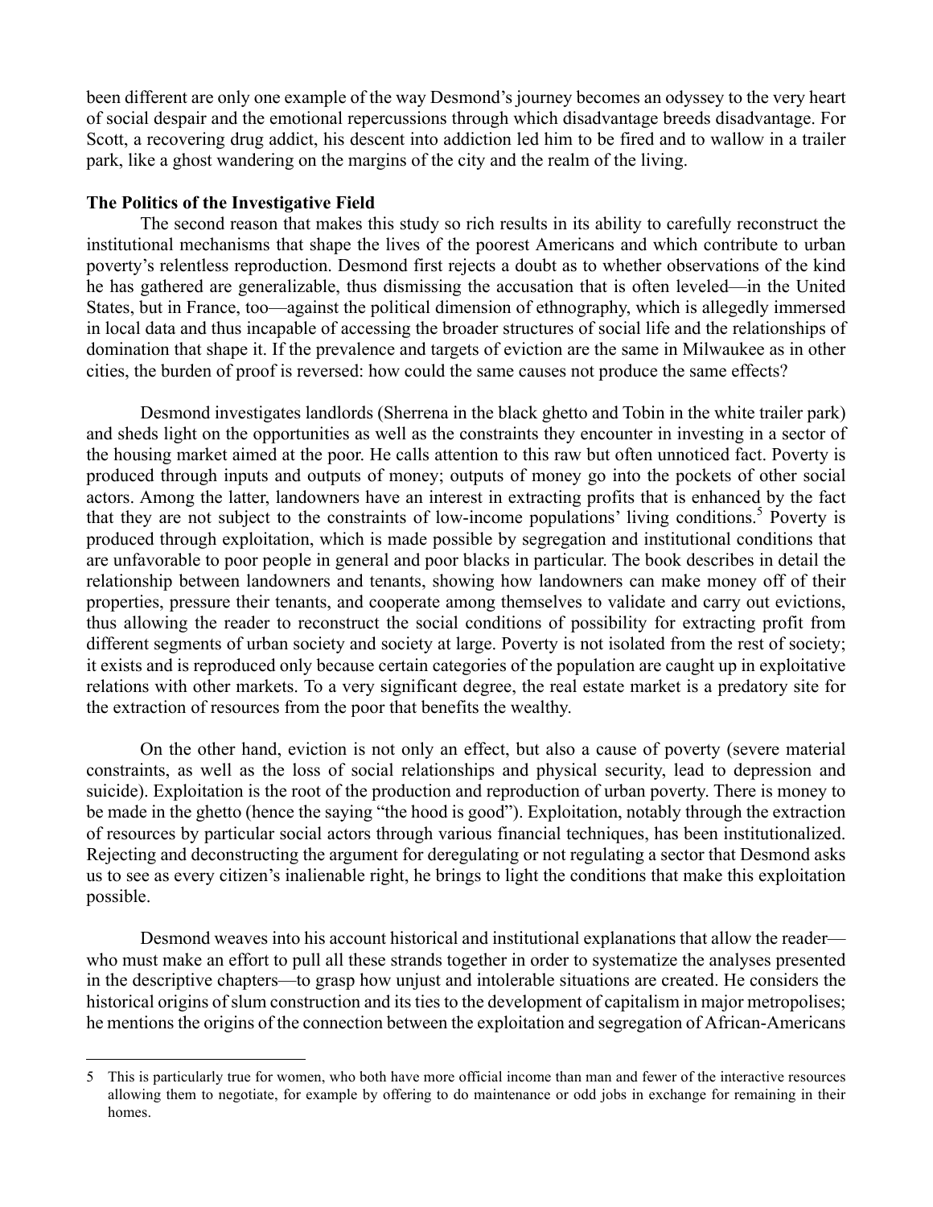been different are only one example of the way Desmond's journey becomes an odyssey to the very heart of social despair and the emotional repercussions through which disadvantage breeds disadvantage. For Scott, a recovering drug addict, his descent into addiction led him to be fired and to wallow in a trailer park, like a ghost wandering on the margins of the city and the realm of the living.

**The Politics of the Investigative Field**

The second reason that makes this study so rich results in its ability to carefully reconstruct the institutional mechanisms that shape the lives of the poorest Americans and which contribute to urban poverty's relentless reproduction. Desmond first rejects a doubt as to whether observations of the kind he has gathered are generalizable, thus dismissing the accusation that is often leveled—in the United States, but in France, too—against the political dimension of ethnography, which is allegedly immersed in local data and thus incapable of accessing the broader structures of social life and the relationships of domination that shape it. If the prevalence and targets of eviction are the same in Milwaukee as in other cities, the burden of proof is reversed: how could the same causes not produce the same effects?

Desmond investigates landlords (Sherrena in the black ghetto and Tobin in the white trailer park) and sheds light on the opportunities as well as the constraints they encounter in investing in a sector of the housing market aimed at the poor. He calls attention to this raw but often unnoticed fact. Poverty is produced through inputs and outputs of money; outputs of money go into the pockets of other social actors. Among the latter, landowners have an interest in extracting profits that is enhanced by the fact that they are not subject to the constraints of low-income populations' living conditions.[5] Poverty is produced through exploitation, which is made possible by segregation and institutional conditions that are unfavorable to poor people in general and poor blacks in particular. The book describes in detail the relationship between landowners and tenants, showing how landowners can make money off of their properties, pressure their tenants, and cooperate among themselves to validate and carry out evictions, thus allowing the reader to reconstruct the social conditions of possibility for extracting profit from different segments of urban society and society at large. Poverty is not isolated from the rest of society; it exists and is reproduced only because certain categories of the population are caught up in exploitative relations with other markets. To a very significant degree, the real estate market is a predatory site for the extraction of resources from the poor that benefits the wealthy.

On the other hand, eviction is not only an effect, but also a cause of poverty (severe material constraints, as well as the loss of social relationships and physical security, lead to depression and suicide). Exploitation is the root of the production and reproduction of urban poverty. There is money to be made in the ghetto (hence the saying "the hood is good"). Exploitation, notably through the extraction of resources by particular social actors through various financial techniques, has been institutionalized. Rejecting and deconstructing the argument for deregulating or not regulating a sector that Desmond asks us to see as every citizen's inalienable right, he brings to light the conditions that make this exploitation possible.

Desmond weaves into his account historical and institutional explanations that allow the reader—who must make an effort to pull all these strands together in order to systematize the analyses presented in the descriptive chapters—to grasp how unjust and intolerable situations are created. He considers the historical origins of slum construction and its ties to the development of capitalism in major metropolises; he mentions the origins of the connection between the exploitation and segregation of African-Americans

5 This is particularly true for women, who both have more official income than man and fewer of the interactive resources allowing them to negotiate, for example by offering to do maintenance or odd jobs in exchange for remaining in their homes.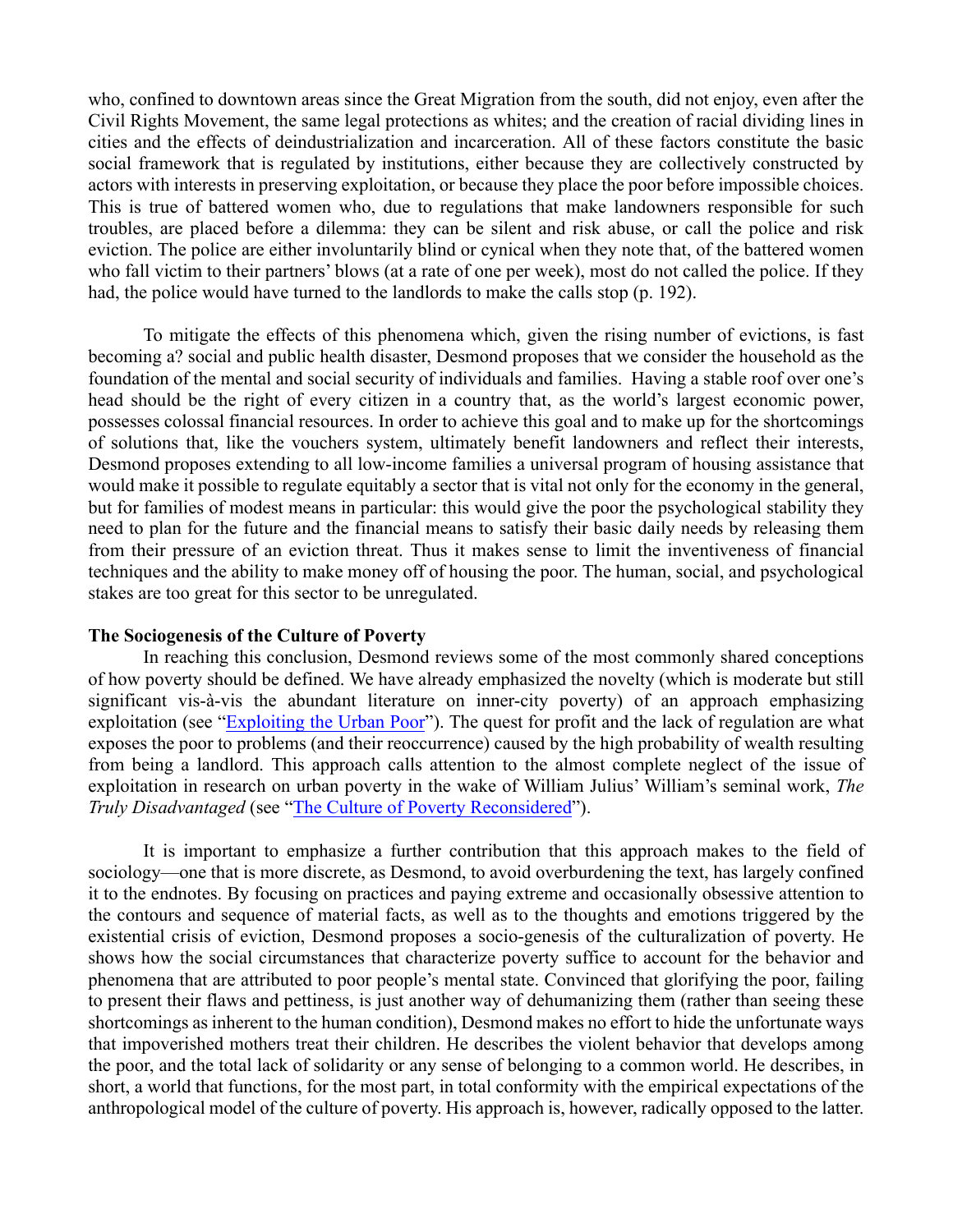who, confined to downtown areas since the Great Migration from the south, did not enjoy, even after the Civil Rights Movement, the same legal protections as whites; and the creation of racial dividing lines in cities and the effects of deindustrialization and incarceration. All of these factors constitute the basic social framework that is regulated by institutions, either because they are collectively constructed by actors with interests in preserving exploitation, or because they place the poor before impossible choices. This is true of battered women who, due to regulations that make landowners responsible for such troubles, are placed before a dilemma: they can be silent and risk abuse, or call the police and risk eviction. The police are either involuntarily blind or cynical when they note that, of the battered women who fall victim to their partners' blows (at a rate of one per week), most do not called the police. If they had, the police would have turned to the landlords to make the calls stop (p. 192).

To mitigate the effects of this phenomena which, given the rising number of evictions, is fast becoming a? social and public health disaster, Desmond proposes that we consider the household as the foundation of the mental and social security of individuals and families. Having a stable roof over one's head should be the right of every citizen in a country that, as the world's largest economic power, possesses colossal financial resources. In order to achieve this goal and to make up for the shortcomings of solutions that, like the vouchers system, ultimately benefit landowners and reflect their interests, Desmond proposes extending to all low-income families a universal program of housing assistance that would make it possible to regulate equitably a sector that is vital not only for the economy in the general, but for families of modest means in particular: this would give the poor the psychological stability they need to plan for the future and the financial means to satisfy their basic daily needs by releasing them from their pressure of an eviction threat. Thus it makes sense to limit the inventiveness of financial techniques and the ability to make money off of housing the poor. The human, social, and psychological stakes are too great for this sector to be unregulated.

**The Sociogenesis of the Culture of Poverty**

In reaching this conclusion, Desmond reviews some of the most commonly shared conceptions of how poverty should be defined. We have already emphasized the novelty (which is moderate but still significant vis-à-vis the abundant literature on inner-city poverty) of an approach emphasizing exploitation (see "Exploiting the Urban Poor"). The quest for profit and the lack of regulation are what exposes the poor to problems (and their reoccurrence) caused by the high probability of wealth resulting from being a landlord. This approach calls attention to the almost complete neglect of the issue of exploitation in research on urban poverty in the wake of William Julius' William's seminal work, *The Truly Disadvantaged* (see "The Culture of Poverty Reconsidered").

It is important to emphasize a further contribution that this approach makes to the field of sociology—one that is more discrete, as Desmond, to avoid overburdening the text, has largely confined it to the endnotes. By focusing on practices and paying extreme and occasionally obsessive attention to the contours and sequence of material facts, as well as to the thoughts and emotions triggered by the existential crisis of eviction, Desmond proposes a socio-genesis of the culturalization of poverty. He shows how the social circumstances that characterize poverty suffice to account for the behavior and phenomena that are attributed to poor people's mental state. Convinced that glorifying the poor, failing to present their flaws and pettiness, is just another way of dehumanizing them (rather than seeing these shortcomings as inherent to the human condition), Desmond makes no effort to hide the unfortunate ways that impoverished mothers treat their children. He describes the violent behavior that develops among the poor, and the total lack of solidarity or any sense of belonging to a common world. He describes, in short, a world that functions, for the most part, in total conformity with the empirical expectations of the anthropological model of the culture of poverty. His approach is, however, radically opposed to the latter.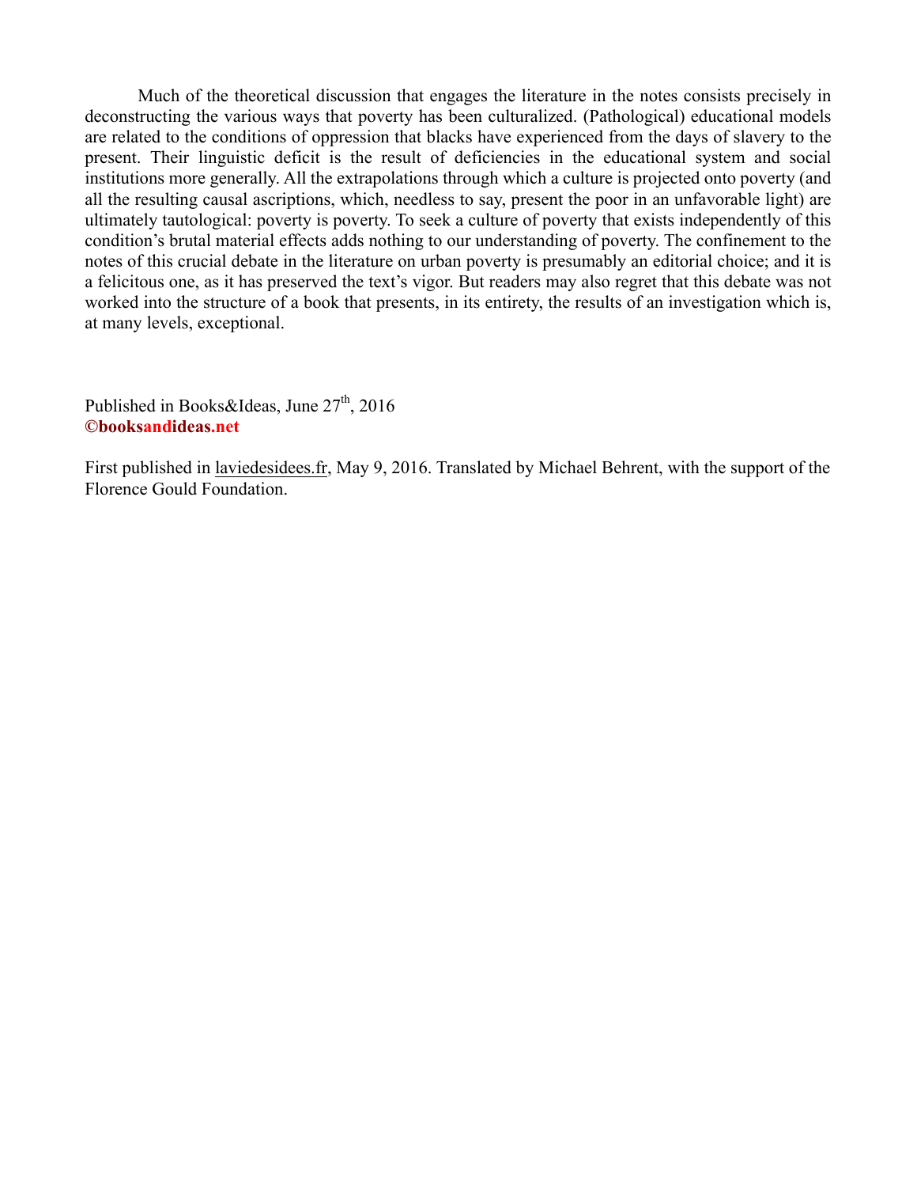Much of the theoretical discussion that engages the literature in the notes consists precisely in deconstructing the various ways that poverty has been culturalized. (Pathological) educational models are related to the conditions of oppression that blacks have experienced from the days of slavery to the present. Their linguistic deficit is the result of deficiencies in the educational system and social institutions more generally. All the extrapolations through which a culture is projected onto poverty (and all the resulting causal ascriptions, which, needless to say, present the poor in an unfavorable light) are ultimately tautological: poverty is poverty. To seek a culture of poverty that exists independently of this condition's brutal material effects adds nothing to our understanding of poverty. The confinement to the notes of this crucial debate in the literature on urban poverty is presumably an editorial choice; and it is a felicitous one, as it has preserved the text's vigor. But readers may also regret that this debate was not worked into the structure of a book that presents, in its entirety, the results of an investigation which is, at many levels, exceptional.

Published in Books&Ideas, June 27th, 2016
**©booksandideas.net**

First published in laviedesidees.fr, May 9, 2016. Translated by Michael Behrent, with the support of the Florence Gould Foundation.